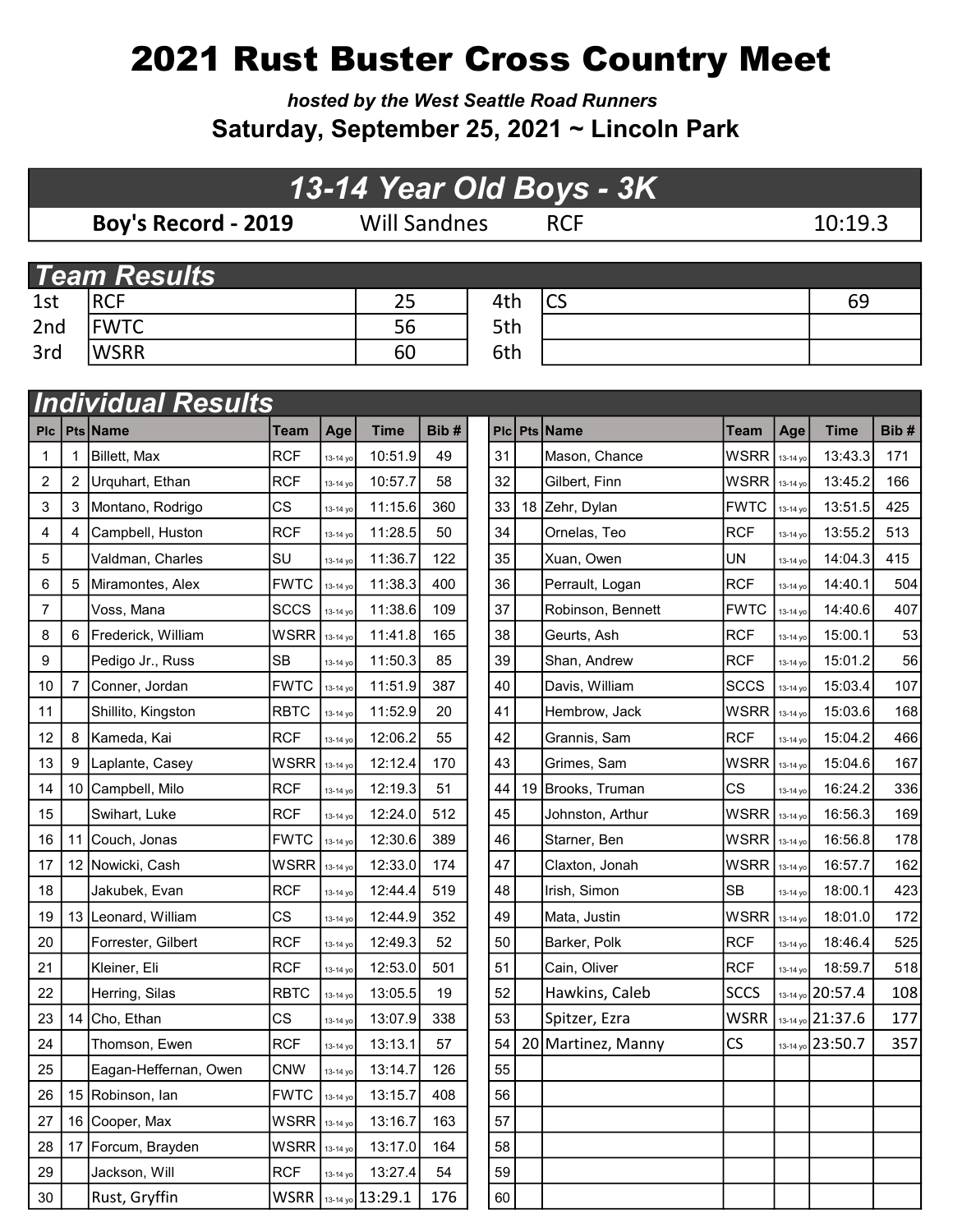# 2021 Rust Buster Cross Country Meet

***hosted by the West Seattle Road Runners***

**Saturday, September 25, 2021 ~ Lincoln Park**

## *13-14 Year Old Boys - 3K*

| **Boy's Record - 2019** | Will Sandnes | RCF | 10:19.3 |
|---|---|---|---|

## *Team Results*

| | | | | | |
|---|---|---|---|---|---|
| 1st | RCF | 25 | 4th | CS | 69 |
| 2nd | FWTC | 56 | 5th | | |
| 3rd | WSRR | 60 | 6th | | |

## *Individual Results*

| Plc | Pts | Name | Team | Age | Time | Bib # |
|---|---|---|---|---|---|---|
| 1 | 1 | Billett, Max | RCF | 13-14 yo | 10:51.9 | 49 |
| 2 | 2 | Urquhart, Ethan | RCF | 13-14 yo | 10:57.7 | 58 |
| 3 | 3 | Montano, Rodrigo | CS | 13-14 yo | 11:15.6 | 360 |
| 4 | 4 | Campbell, Huston | RCF | 13-14 yo | 11:28.5 | 50 |
| 5 | | Valdman, Charles | SU | 13-14 yo | 11:36.7 | 122 |
| 6 | 5 | Miramontes, Alex | FWTC | 13-14 yo | 11:38.3 | 400 |
| 7 | | Voss, Mana | SCCS | 13-14 yo | 11:38.6 | 109 |
| 8 | 6 | Frederick, William | WSRR | 13-14 yo | 11:41.8 | 165 |
| 9 | | Pedigo Jr., Russ | SB | 13-14 yo | 11:50.3 | 85 |
| 10 | 7 | Conner, Jordan | FWTC | 13-14 yo | 11:51.9 | 387 |
| 11 | | Shillito, Kingston | RBTC | 13-14 yo | 11:52.9 | 20 |
| 12 | 8 | Kameda, Kai | RCF | 13-14 yo | 12:06.2 | 55 |
| 13 | 9 | Laplante, Casey | WSRR | 13-14 yo | 12:12.4 | 170 |
| 14 | 10 | Campbell, Milo | RCF | 13-14 yo | 12:19.3 | 51 |
| 15 | | Swihart, Luke | RCF | 13-14 yo | 12:24.0 | 512 |
| 16 | 11 | Couch, Jonas | FWTC | 13-14 yo | 12:30.6 | 389 |
| 17 | 12 | Nowicki, Cash | WSRR | 13-14 yo | 12:33.0 | 174 |
| 18 | | Jakubek, Evan | RCF | 13-14 yo | 12:44.4 | 519 |
| 19 | 13 | Leonard, William | CS | 13-14 yo | 12:44.9 | 352 |
| 20 | | Forrester, Gilbert | RCF | 13-14 yo | 12:49.3 | 52 |
| 21 | | Kleiner, Eli | RCF | 13-14 yo | 12:53.0 | 501 |
| 22 | | Herring, Silas | RBTC | 13-14 yo | 13:05.5 | 19 |
| 23 | 14 | Cho, Ethan | CS | 13-14 yo | 13:07.9 | 338 |
| 24 | | Thomson, Ewen | RCF | 13-14 yo | 13:13.1 | 57 |
| 25 | | Eagan-Heffernan, Owen | CNW | 13-14 yo | 13:14.7 | 126 |
| 26 | 15 | Robinson, Ian | FWTC | 13-14 yo | 13:15.7 | 408 |
| 27 | 16 | Cooper, Max | WSRR | 13-14 yo | 13:16.7 | 163 |
| 28 | 17 | Forcum, Brayden | WSRR | 13-14 yo | 13:17.0 | 164 |
| 29 | | Jackson, Will | RCF | 13-14 yo | 13:27.4 | 54 |
| 30 | | Rust, Gryffin | WSRR | 13-14 yo | 13:29.1 | 176 |
| 31 | | Mason, Chance | WSRR | 13-14 yo | 13:43.3 | 171 |
| 32 | | Gilbert, Finn | WSRR | 13-14 yo | 13:45.2 | 166 |
| 33 | 18 | Zehr, Dylan | FWTC | 13-14 yo | 13:51.5 | 425 |
| 34 | | Ornelas, Teo | RCF | 13-14 yo | 13:55.2 | 513 |
| 35 | | Xuan, Owen | UN | 13-14 yo | 14:04.3 | 415 |
| 36 | | Perrault, Logan | RCF | 13-14 yo | 14:40.1 | 504 |
| 37 | | Robinson, Bennett | FWTC | 13-14 yo | 14:40.6 | 407 |
| 38 | | Geurts, Ash | RCF | 13-14 yo | 15:00.1 | 53 |
| 39 | | Shan, Andrew | RCF | 13-14 yo | 15:01.2 | 56 |
| 40 | | Davis, William | SCCS | 13-14 yo | 15:03.4 | 107 |
| 41 | | Hembrow, Jack | WSRR | 13-14 yo | 15:03.6 | 168 |
| 42 | | Grannis, Sam | RCF | 13-14 yo | 15:04.2 | 466 |
| 43 | | Grimes, Sam | WSRR | 13-14 yo | 15:04.6 | 167 |
| 44 | 19 | Brooks, Truman | CS | 13-14 yo | 16:24.2 | 336 |
| 45 | | Johnston, Arthur | WSRR | 13-14 yo | 16:56.3 | 169 |
| 46 | | Starner, Ben | WSRR | 13-14 yo | 16:56.8 | 178 |
| 47 | | Claxton, Jonah | WSRR | 13-14 yo | 16:57.7 | 162 |
| 48 | | Irish, Simon | SB | 13-14 yo | 18:00.1 | 423 |
| 49 | | Mata, Justin | WSRR | 13-14 yo | 18:01.0 | 172 |
| 50 | | Barker, Polk | RCF | 13-14 yo | 18:46.4 | 525 |
| 51 | | Cain, Oliver | RCF | 13-14 yo | 18:59.7 | 518 |
| 52 | | Hawkins, Caleb | SCCS | 13-14 yo | 20:57.4 | 108 |
| 53 | | Spitzer, Ezra | WSRR | 13-14 yo | 21:37.6 | 177 |
| 54 | 20 | Martinez, Manny | CS | 13-14 yo | 23:50.7 | 357 |
| 55 | | | | | | |
| 56 | | | | | | |
| 57 | | | | | | |
| 58 | | | | | | |
| 59 | | | | | | |
| 60 | | | | | | |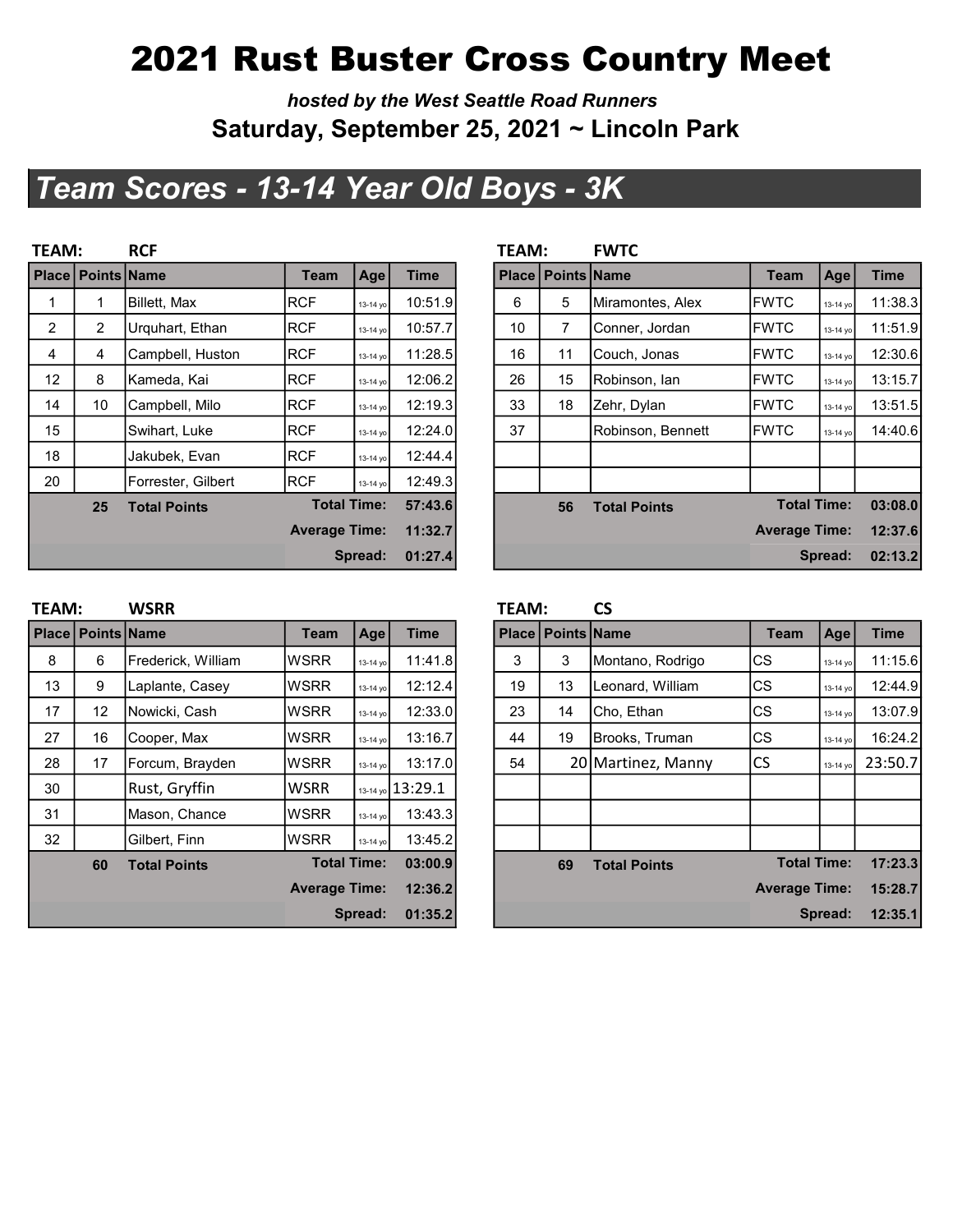# 2021 Rust Buster Cross Country Meet

***hosted by the West Seattle Road Runners***

**Saturday, September 25, 2021 ~ Lincoln Park**

## *Team Scores - 13-14 Year Old Boys - 3K*

**TEAM: RCF**

| Place | Points | Name | Team | Age | Time |
|---|---|---|---|---|---|
| 1 | 1 | Billett, Max | RCF | 13-14 yo | 10:51.9 |
| 2 | 2 | Urquhart, Ethan | RCF | 13-14 yo | 10:57.7 |
| 4 | 4 | Campbell, Huston | RCF | 13-14 yo | 11:28.5 |
| 12 | 8 | Kameda, Kai | RCF | 13-14 yo | 12:06.2 |
| 14 | 10 | Campbell, Milo | RCF | 13-14 yo | 12:19.3 |
| 15 | | Swihart, Luke | RCF | 13-14 yo | 12:24.0 |
| 18 | | Jakubek, Evan | RCF | 13-14 yo | 12:44.4 |
| 20 | | Forrester, Gilbert | RCF | 13-14 yo | 12:49.3 |
| | **25** | **Total Points** | | **Total Time:** | **57:43.6** |
| | | | | **Average Time:** | **11:32.7** |
| | | | | **Spread:** | **01:27.4** |

**TEAM: FWTC**

| Place | Points | Name | Team | Age | Time |
|---|---|---|---|---|---|
| 6 | 5 | Miramontes, Alex | FWTC | 13-14 yo | 11:38.3 |
| 10 | 7 | Conner, Jordan | FWTC | 13-14 yo | 11:51.9 |
| 16 | 11 | Couch, Jonas | FWTC | 13-14 yo | 12:30.6 |
| 26 | 15 | Robinson, Ian | FWTC | 13-14 yo | 13:15.7 |
| 33 | 18 | Zehr, Dylan | FWTC | 13-14 yo | 13:51.5 |
| 37 | | Robinson, Bennett | FWTC | 13-14 yo | 14:40.6 |
| | **56** | **Total Points** | | **Total Time:** | **03:08.0** |
| | | | | **Average Time:** | **12:37.6** |
| | | | | **Spread:** | **02:13.2** |

**TEAM: WSRR**

| Place | Points | Name | Team | Age | Time |
|---|---|---|---|---|---|
| 8 | 6 | Frederick, William | WSRR | 13-14 yo | 11:41.8 |
| 13 | 9 | Laplante, Casey | WSRR | 13-14 yo | 12:12.4 |
| 17 | 12 | Nowicki, Cash | WSRR | 13-14 yo | 12:33.0 |
| 27 | 16 | Cooper, Max | WSRR | 13-14 yo | 13:16.7 |
| 28 | 17 | Forcum, Brayden | WSRR | 13-14 yo | 13:17.0 |
| 30 | | Rust, Gryffin | WSRR | 13-14 yo | 13:29.1 |
| 31 | | Mason, Chance | WSRR | 13-14 yo | 13:43.3 |
| 32 | | Gilbert, Finn | WSRR | 13-14 yo | 13:45.2 |
| | **60** | **Total Points** | | **Total Time:** | **03:00.9** |
| | | | | **Average Time:** | **12:36.2** |
| | | | | **Spread:** | **01:35.2** |

**TEAM: CS**

| Place | Points | Name | Team | Age | Time |
|---|---|---|---|---|---|
| 3 | 3 | Montano, Rodrigo | CS | 13-14 yo | 11:15.6 |
| 19 | 13 | Leonard, William | CS | 13-14 yo | 12:44.9 |
| 23 | 14 | Cho, Ethan | CS | 13-14 yo | 13:07.9 |
| 44 | 19 | Brooks, Truman | CS | 13-14 yo | 16:24.2 |
| 54 | 20 | Martinez, Manny | CS | 13-14 yo | 23:50.7 |
| | **69** | **Total Points** | | **Total Time:** | **17:23.3** |
| | | | | **Average Time:** | **15:28.7** |
| | | | | **Spread:** | **12:35.1** |